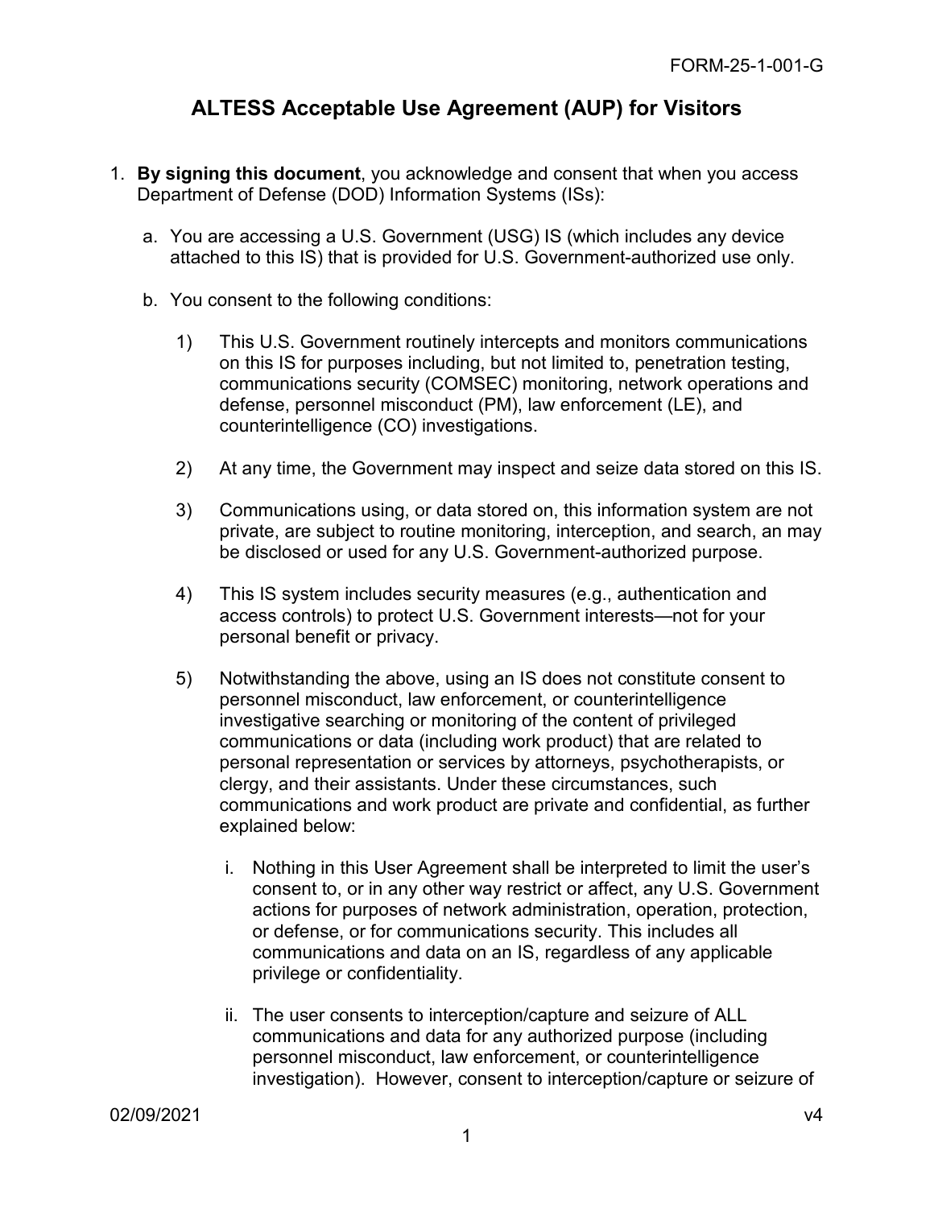# ALTESS Acceptable Use Agreement (AUP) for Visitors

1. **By signing this document**, you acknowledge and consent that when you access Department of Defense (DOD) Information Systems (ISs):

   a. You are accessing a U.S. Government (USG) IS (which includes any device attached to this IS) that is provided for U.S. Government-authorized use only.

   b. You consent to the following conditions:

      1) This U.S. Government routinely intercepts and monitors communications on this IS for purposes including, but not limited to, penetration testing, communications security (COMSEC) monitoring, network operations and defense, personnel misconduct (PM), law enforcement (LE), and counterintelligence (CO) investigations.

      2) At any time, the Government may inspect and seize data stored on this IS.

      3) Communications using, or data stored on, this information system are not private, are subject to routine monitoring, interception, and search, an may be disclosed or used for any U.S. Government-authorized purpose.

      4) This IS system includes security measures (e.g., authentication and access controls) to protect U.S. Government interests—not for your personal benefit or privacy.

      5) Notwithstanding the above, using an IS does not constitute consent to personnel misconduct, law enforcement, or counterintelligence investigative searching or monitoring of the content of privileged communications or data (including work product) that are related to personal representation or services by attorneys, psychotherapists, or clergy, and their assistants. Under these circumstances, such communications and work product are private and confidential, as further explained below:

         i. Nothing in this User Agreement shall be interpreted to limit the user's consent to, or in any other way restrict or affect, any U.S. Government actions for purposes of network administration, operation, protection, or defense, or for communications security. This includes all communications and data on an IS, regardless of any applicable privilege or confidentiality.

         ii. The user consents to interception/capture and seizure of ALL communications and data for any authorized purpose (including personnel misconduct, law enforcement, or counterintelligence investigation). However, consent to interception/capture or seizure of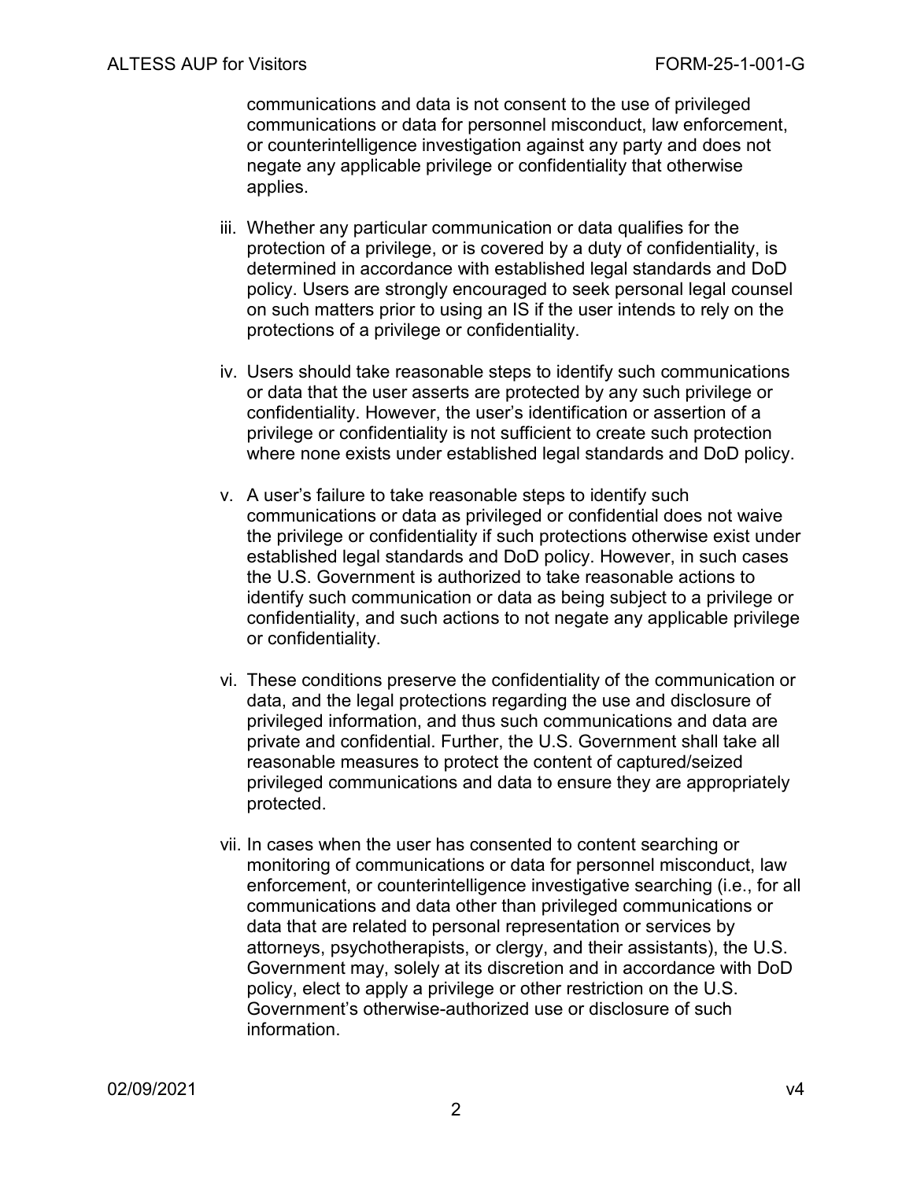communications and data is not consent to the use of privileged communications or data for personnel misconduct, law enforcement, or counterintelligence investigation against any party and does not negate any applicable privilege or confidentiality that otherwise applies.

iii. Whether any particular communication or data qualifies for the protection of a privilege, or is covered by a duty of confidentiality, is determined in accordance with established legal standards and DoD policy. Users are strongly encouraged to seek personal legal counsel on such matters prior to using an IS if the user intends to rely on the protections of a privilege or confidentiality.

iv. Users should take reasonable steps to identify such communications or data that the user asserts are protected by any such privilege or confidentiality. However, the user's identification or assertion of a privilege or confidentiality is not sufficient to create such protection where none exists under established legal standards and DoD policy.

v. A user's failure to take reasonable steps to identify such communications or data as privileged or confidential does not waive the privilege or confidentiality if such protections otherwise exist under established legal standards and DoD policy. However, in such cases the U.S. Government is authorized to take reasonable actions to identify such communication or data as being subject to a privilege or confidentiality, and such actions to not negate any applicable privilege or confidentiality.

vi. These conditions preserve the confidentiality of the communication or data, and the legal protections regarding the use and disclosure of privileged information, and thus such communications and data are private and confidential. Further, the U.S. Government shall take all reasonable measures to protect the content of captured/seized privileged communications and data to ensure they are appropriately protected.

vii. In cases when the user has consented to content searching or monitoring of communications or data for personnel misconduct, law enforcement, or counterintelligence investigative searching (i.e., for all communications and data other than privileged communications or data that are related to personal representation or services by attorneys, psychotherapists, or clergy, and their assistants), the U.S. Government may, solely at its discretion and in accordance with DoD policy, elect to apply a privilege or other restriction on the U.S. Government's otherwise-authorized use or disclosure of such information.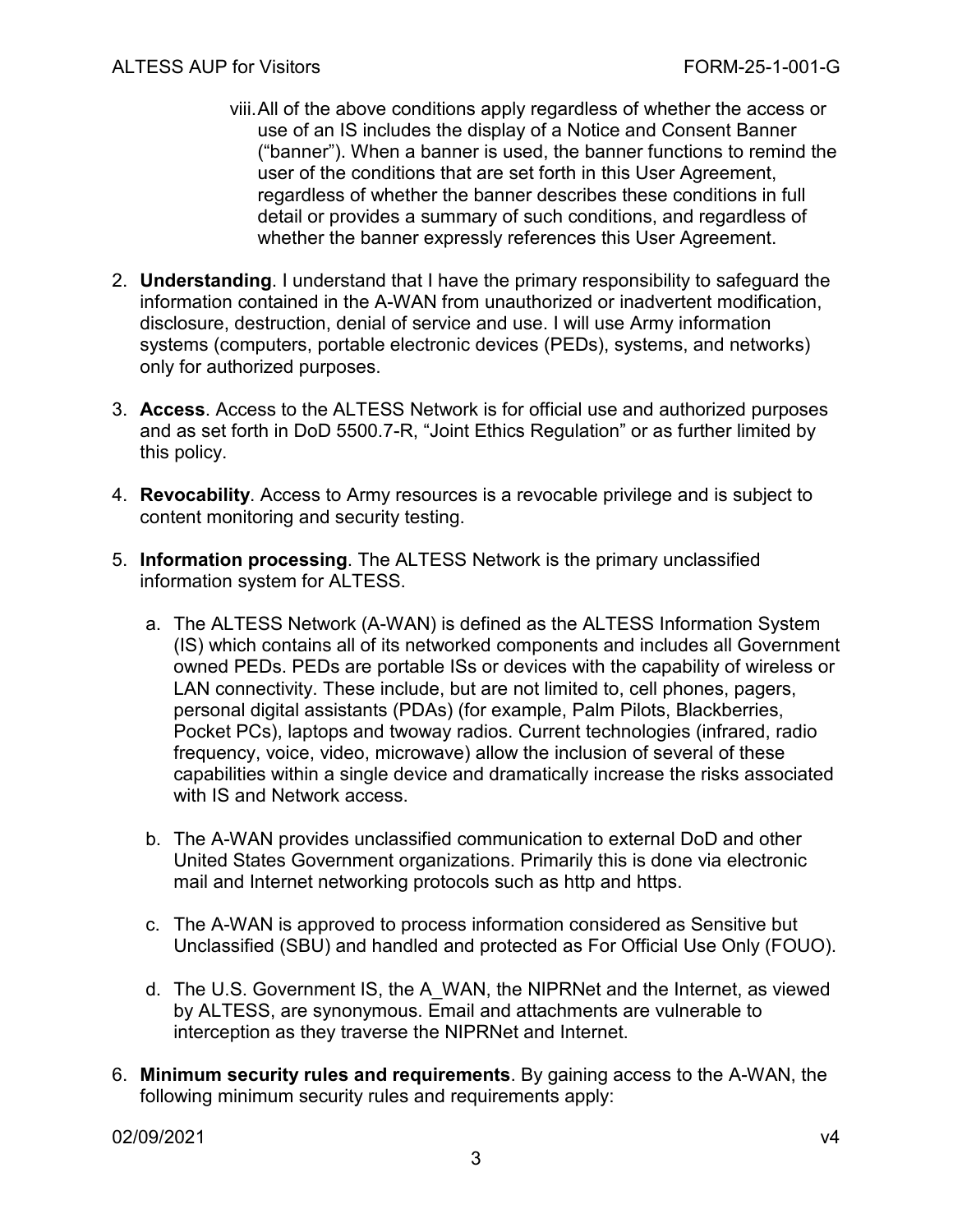viii. All of the above conditions apply regardless of whether the access or use of an IS includes the display of a Notice and Consent Banner ("banner"). When a banner is used, the banner functions to remind the user of the conditions that are set forth in this User Agreement, regardless of whether the banner describes these conditions in full detail or provides a summary of such conditions, and regardless of whether the banner expressly references this User Agreement.

2. **Understanding**. I understand that I have the primary responsibility to safeguard the information contained in the A-WAN from unauthorized or inadvertent modification, disclosure, destruction, denial of service and use. I will use Army information systems (computers, portable electronic devices (PEDs), systems, and networks) only for authorized purposes.

3. **Access**. Access to the ALTESS Network is for official use and authorized purposes and as set forth in DoD 5500.7-R, "Joint Ethics Regulation" or as further limited by this policy.

4. **Revocability**. Access to Army resources is a revocable privilege and is subject to content monitoring and security testing.

5. **Information processing**. The ALTESS Network is the primary unclassified information system for ALTESS.

   a. The ALTESS Network (A-WAN) is defined as the ALTESS Information System (IS) which contains all of its networked components and includes all Government owned PEDs. PEDs are portable ISs or devices with the capability of wireless or LAN connectivity. These include, but are not limited to, cell phones, pagers, personal digital assistants (PDAs) (for example, Palm Pilots, Blackberries, Pocket PCs), laptops and twoway radios. Current technologies (infrared, radio frequency, voice, video, microwave) allow the inclusion of several of these capabilities within a single device and dramatically increase the risks associated with IS and Network access.

   b. The A-WAN provides unclassified communication to external DoD and other United States Government organizations. Primarily this is done via electronic mail and Internet networking protocols such as http and https.

   c. The A-WAN is approved to process information considered as Sensitive but Unclassified (SBU) and handled and protected as For Official Use Only (FOUO).

   d. The U.S. Government IS, the A_WAN, the NIPRNet and the Internet, as viewed by ALTESS, are synonymous. Email and attachments are vulnerable to interception as they traverse the NIPRNet and Internet.

6. **Minimum security rules and requirements**. By gaining access to the A-WAN, the following minimum security rules and requirements apply: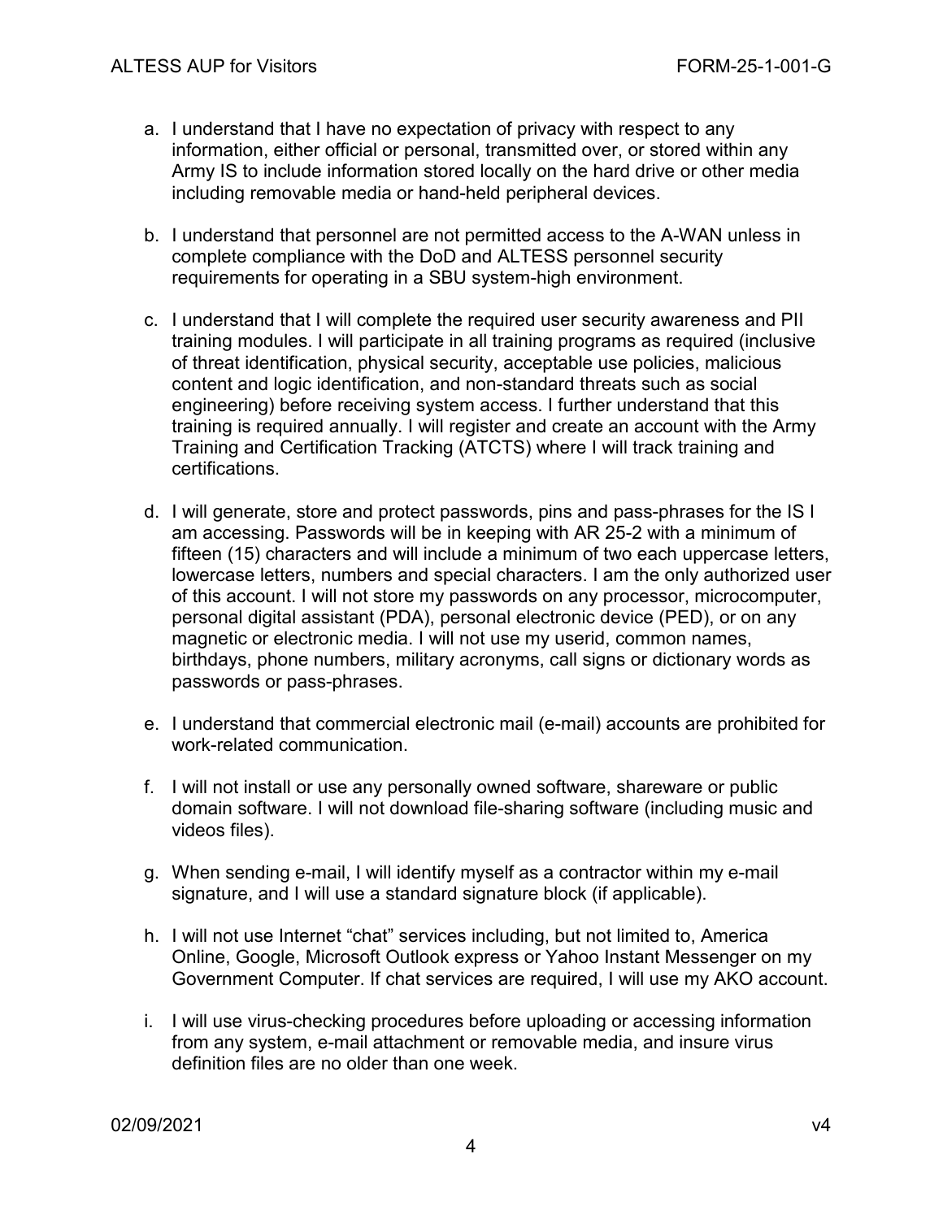a. I understand that I have no expectation of privacy with respect to any information, either official or personal, transmitted over, or stored within any Army IS to include information stored locally on the hard drive or other media including removable media or hand-held peripheral devices.

b. I understand that personnel are not permitted access to the A-WAN unless in complete compliance with the DoD and ALTESS personnel security requirements for operating in a SBU system-high environment.

c. I understand that I will complete the required user security awareness and PII training modules. I will participate in all training programs as required (inclusive of threat identification, physical security, acceptable use policies, malicious content and logic identification, and non-standard threats such as social engineering) before receiving system access. I further understand that this training is required annually. I will register and create an account with the Army Training and Certification Tracking (ATCTS) where I will track training and certifications.

d. I will generate, store and protect passwords, pins and pass-phrases for the IS I am accessing. Passwords will be in keeping with AR 25-2 with a minimum of fifteen (15) characters and will include a minimum of two each uppercase letters, lowercase letters, numbers and special characters. I am the only authorized user of this account. I will not store my passwords on any processor, microcomputer, personal digital assistant (PDA), personal electronic device (PED), or on any magnetic or electronic media. I will not use my userid, common names, birthdays, phone numbers, military acronyms, call signs or dictionary words as passwords or pass-phrases.

e. I understand that commercial electronic mail (e-mail) accounts are prohibited for work-related communication.

f. I will not install or use any personally owned software, shareware or public domain software. I will not download file-sharing software (including music and videos files).

g. When sending e-mail, I will identify myself as a contractor within my e-mail signature, and I will use a standard signature block (if applicable).

h. I will not use Internet "chat" services including, but not limited to, America Online, Google, Microsoft Outlook express or Yahoo Instant Messenger on my Government Computer. If chat services are required, I will use my AKO account.

i. I will use virus-checking procedures before uploading or accessing information from any system, e-mail attachment or removable media, and insure virus definition files are no older than one week.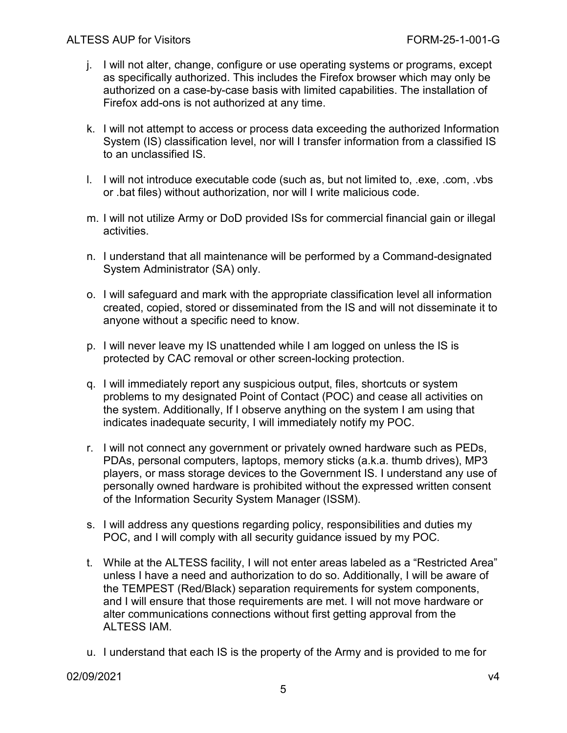j. I will not alter, change, configure or use operating systems or programs, except as specifically authorized. This includes the Firefox browser which may only be authorized on a case-by-case basis with limited capabilities. The installation of Firefox add-ons is not authorized at any time.

k. I will not attempt to access or process data exceeding the authorized Information System (IS) classification level, nor will I transfer information from a classified IS to an unclassified IS.

l. I will not introduce executable code (such as, but not limited to, .exe, .com, .vbs or .bat files) without authorization, nor will I write malicious code.

m. I will not utilize Army or DoD provided ISs for commercial financial gain or illegal activities.

n. I understand that all maintenance will be performed by a Command-designated System Administrator (SA) only.

o. I will safeguard and mark with the appropriate classification level all information created, copied, stored or disseminated from the IS and will not disseminate it to anyone without a specific need to know.

p. I will never leave my IS unattended while I am logged on unless the IS is protected by CAC removal or other screen-locking protection.

q. I will immediately report any suspicious output, files, shortcuts or system problems to my designated Point of Contact (POC) and cease all activities on the system. Additionally, If I observe anything on the system I am using that indicates inadequate security, I will immediately notify my POC.

r. I will not connect any government or privately owned hardware such as PEDs, PDAs, personal computers, laptops, memory sticks (a.k.a. thumb drives), MP3 players, or mass storage devices to the Government IS. I understand any use of personally owned hardware is prohibited without the expressed written consent of the Information Security System Manager (ISSM).

s. I will address any questions regarding policy, responsibilities and duties my POC, and I will comply with all security guidance issued by my POC.

t. While at the ALTESS facility, I will not enter areas labeled as a "Restricted Area" unless I have a need and authorization to do so. Additionally, I will be aware of the TEMPEST (Red/Black) separation requirements for system components, and I will ensure that those requirements are met. I will not move hardware or alter communications connections without first getting approval from the ALTESS IAM.

u. I understand that each IS is the property of the Army and is provided to me for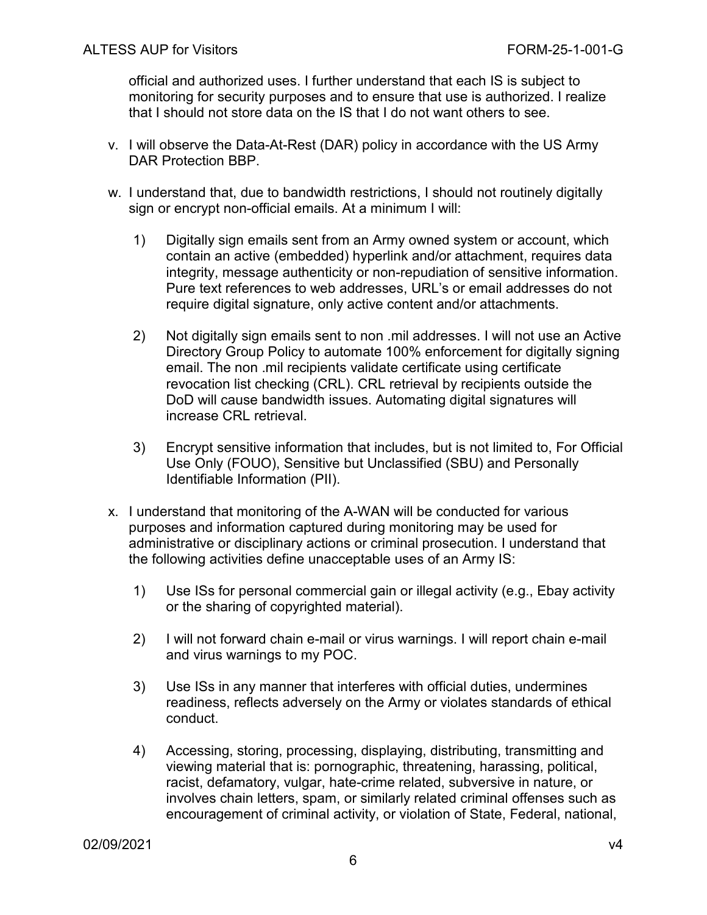official and authorized uses. I further understand that each IS is subject to monitoring for security purposes and to ensure that use is authorized. I realize that I should not store data on the IS that I do not want others to see.

v. I will observe the Data-At-Rest (DAR) policy in accordance with the US Army DAR Protection BBP.

w. I understand that, due to bandwidth restrictions, I should not routinely digitally sign or encrypt non-official emails. At a minimum I will:

   1) Digitally sign emails sent from an Army owned system or account, which contain an active (embedded) hyperlink and/or attachment, requires data integrity, message authenticity or non-repudiation of sensitive information. Pure text references to web addresses, URL's or email addresses do not require digital signature, only active content and/or attachments.

   2) Not digitally sign emails sent to non .mil addresses. I will not use an Active Directory Group Policy to automate 100% enforcement for digitally signing email. The non .mil recipients validate certificate using certificate revocation list checking (CRL). CRL retrieval by recipients outside the DoD will cause bandwidth issues. Automating digital signatures will increase CRL retrieval.

   3) Encrypt sensitive information that includes, but is not limited to, For Official Use Only (FOUO), Sensitive but Unclassified (SBU) and Personally Identifiable Information (PII).

x. I understand that monitoring of the A-WAN will be conducted for various purposes and information captured during monitoring may be used for administrative or disciplinary actions or criminal prosecution. I understand that the following activities define unacceptable uses of an Army IS:

   1) Use ISs for personal commercial gain or illegal activity (e.g., Ebay activity or the sharing of copyrighted material).

   2) I will not forward chain e-mail or virus warnings. I will report chain e-mail and virus warnings to my POC.

   3) Use ISs in any manner that interferes with official duties, undermines readiness, reflects adversely on the Army or violates standards of ethical conduct.

   4) Accessing, storing, processing, displaying, distributing, transmitting and viewing material that is: pornographic, threatening, harassing, political, racist, defamatory, vulgar, hate-crime related, subversive in nature, or involves chain letters, spam, or similarly related criminal offenses such as encouragement of criminal activity, or violation of State, Federal, national,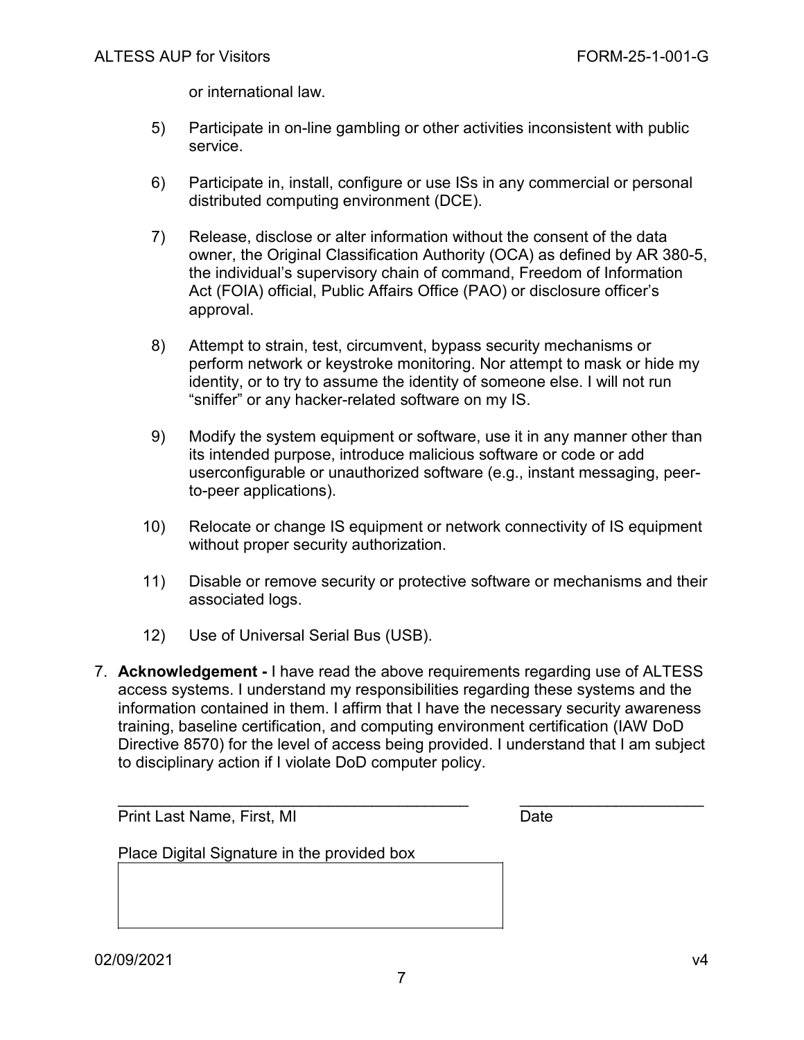or international law.

5) Participate in on-line gambling or other activities inconsistent with public service.

6) Participate in, install, configure or use ISs in any commercial or personal distributed computing environment (DCE).

7) Release, disclose or alter information without the consent of the data owner, the Original Classification Authority (OCA) as defined by AR 380-5, the individual's supervisory chain of command, Freedom of Information Act (FOIA) official, Public Affairs Office (PAO) or disclosure officer's approval.

8) Attempt to strain, test, circumvent, bypass security mechanisms or perform network or keystroke monitoring. Nor attempt to mask or hide my identity, or to try to assume the identity of someone else. I will not run "sniffer" or any hacker-related software on my IS.

9) Modify the system equipment or software, use it in any manner other than its intended purpose, introduce malicious software or code or add userconfigurable or unauthorized software (e.g., instant messaging, peer-to-peer applications).

10) Relocate or change IS equipment or network connectivity of IS equipment without proper security authorization.

11) Disable or remove security or protective software or mechanisms and their associated logs.

12) Use of Universal Serial Bus (USB).

7. **Acknowledgement -** I have read the above requirements regarding use of ALTESS access systems. I understand my responsibilities regarding these systems and the information contained in them. I affirm that I have the necessary security awareness training, baseline certification, and computing environment certification (IAW DoD Directive 8570) for the level of access being provided. I understand that I am subject to disciplinary action if I violate DoD computer policy.

\_\_\_\_\_\_\_\_\_\_\_\_\_\_\_\_\_\_\_\_\_\_\_\_\_\_\_\_\_\_\_\_\_\_\_\_\_\_\_\_\_ \_\_\_\_\_\_\_\_\_\_\_\_\_\_\_\_\_\_\_\_\_\_
Print Last Name, First, MI Date

Place Digital Signature in the provided box

| |
|---|
| |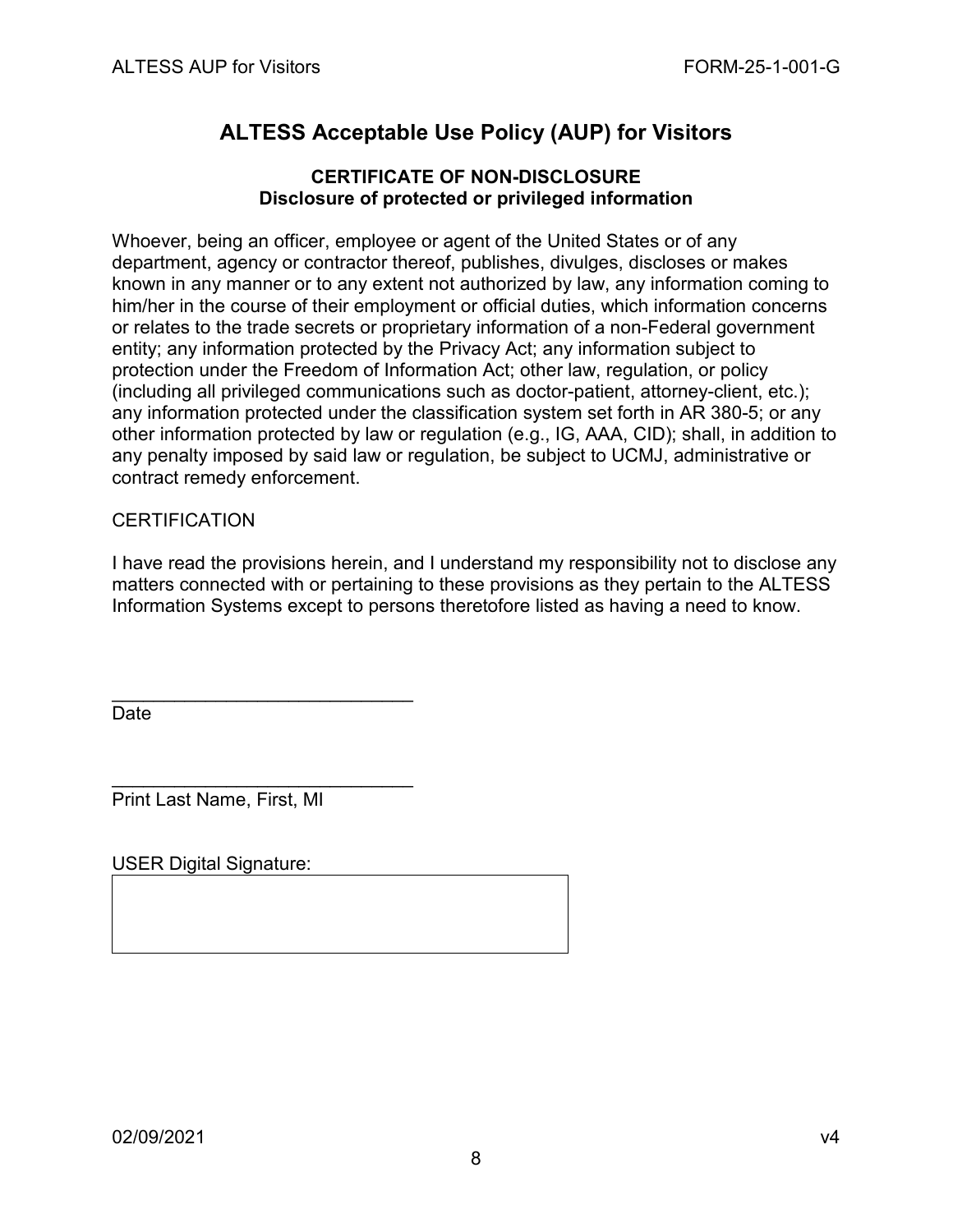# ALTESS Acceptable Use Policy (AUP) for Visitors

**CERTIFICATE OF NON-DISCLOSURE**
**Disclosure of protected or privileged information**

Whoever, being an officer, employee or agent of the United States or of any department, agency or contractor thereof, publishes, divulges, discloses or makes known in any manner or to any extent not authorized by law, any information coming to him/her in the course of their employment or official duties, which information concerns or relates to the trade secrets or proprietary information of a non-Federal government entity; any information protected by the Privacy Act; any information subject to protection under the Freedom of Information Act; other law, regulation, or policy (including all privileged communications such as doctor-patient, attorney-client, etc.); any information protected under the classification system set forth in AR 380-5; or any other information protected by law or regulation (e.g., IG, AAA, CID); shall, in addition to any penalty imposed by said law or regulation, be subject to UCMJ, administrative or contract remedy enforcement.

CERTIFICATION

I have read the provisions herein, and I understand my responsibility not to disclose any matters connected with or pertaining to these provisions as they pertain to the ALTESS Information Systems except to persons theretofore listed as having a need to know.

______________________________
Date

______________________________
Print Last Name, First, MI

USER Digital Signature: